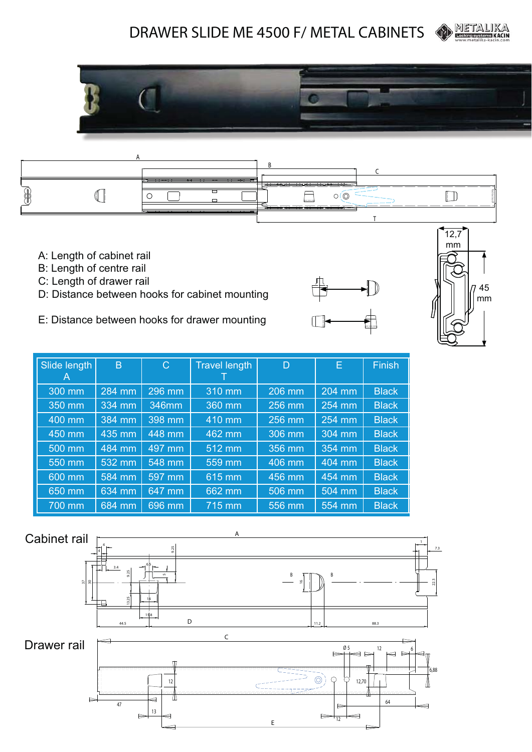# DRAWER SLIDE ME 4500 F/ METAL CABINETS

A: Length of cabinet rail
B: Length of centre rail
C: Length of drawer rail
D: Distance between hooks for cabinet mounting

E: Distance between hooks for drawer mounting

12,7 mm

45 mm

| Slide length A | B | C | Travel length T | D | E | Finish |
|---|---|---|---|---|---|---|
| 300 mm | 284 mm | 296 mm | 310 mm | 206 mm | 204 mm | Black |
| 350 mm | 334 mm | 346mm | 360 mm | 256 mm | 254 mm | Black |
| 400 mm | 384 mm | 398 mm | 410 mm | 256 mm | 254 mm | Black |
| 450 mm | 435 mm | 448 mm | 462 mm | 306 mm | 304 mm | Black |
| 500 mm | 484 mm | 497 mm | 512 mm | 356 mm | 354 mm | Black |
| 550 mm | 532 mm | 548 mm | 559 mm | 406 mm | 404 mm | Black |
| 600 mm | 584 mm | 597 mm | 615 mm | 456 mm | 454 mm | Black |
| 650 mm | 634 mm | 647 mm | 662 mm | 506 mm | 504 mm | Black |
| 700 mm | 684 mm | 696 mm | 715 mm | 556 mm | 554 mm | Black |

Cabinet rail

Drawer rail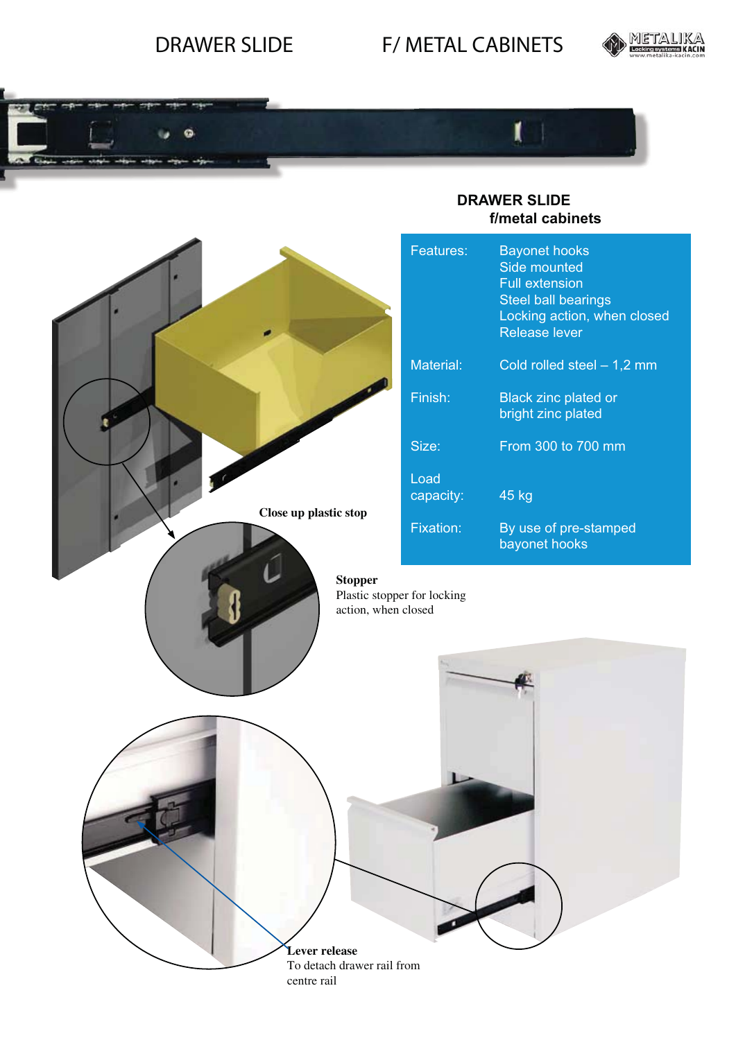DRAWER SLIDE F/ METAL CABINETS

## DRAWER SLIDE
### f/metal cabinets

| | |
|---|---|
| Features: | Bayonet hooks<br>Side mounted<br>Full extension<br>Steel ball bearings<br>Locking action, when closed<br>Release lever |
| Material: | Cold rolled steel – 1,2 mm |
| Finish: | Black zinc plated or bright zinc plated |
| Size: | From 300 to 700 mm |
| Load capacity: | 45 kg |
| Fixation: | By use of pre-stamped bayonet hooks |

**Close up plastic stop**

**Stopper**
Plastic stopper for locking action, when closed

**Lever release**
To detach drawer rail from centre rail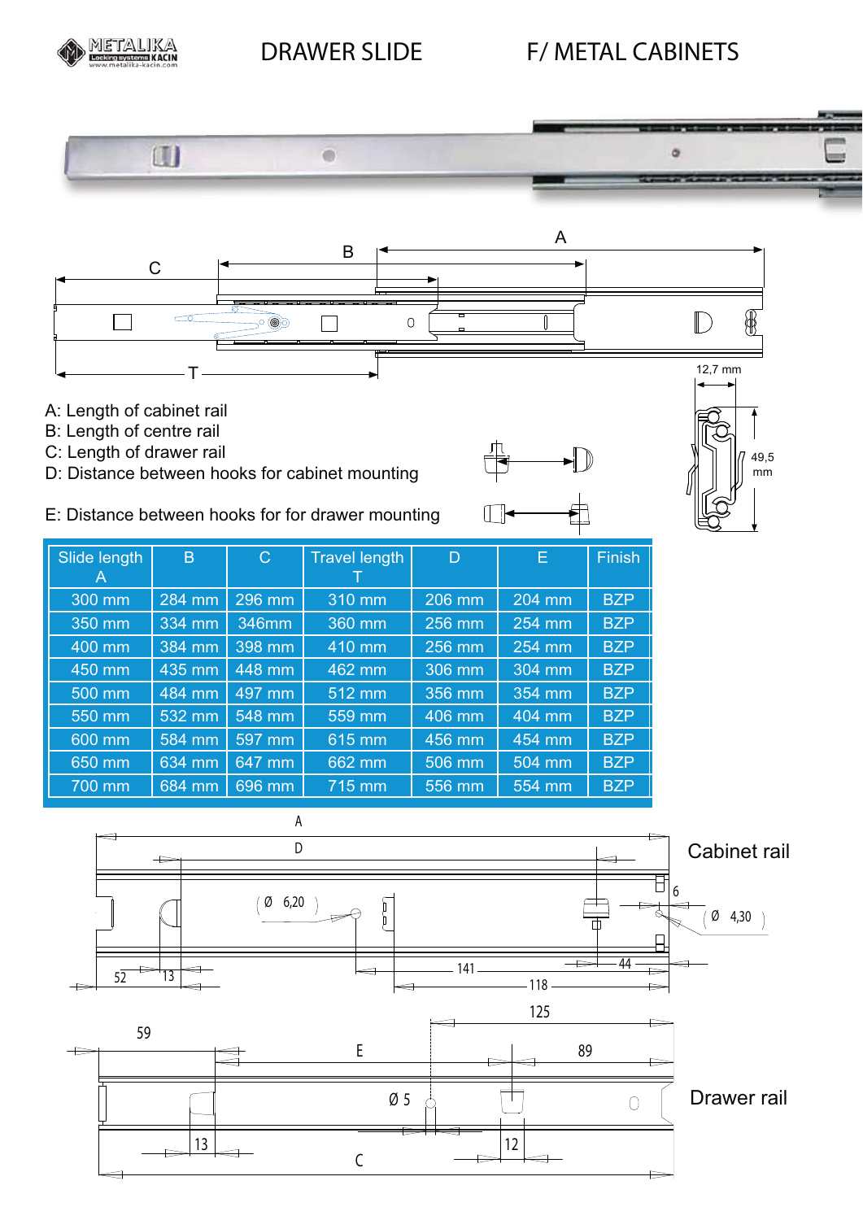# DRAWER SLIDE F/ METAL CABINETS

A: Length of cabinet rail
B: Length of centre rail
C: Length of drawer rail
D: Distance between hooks for cabinet mounting

E: Distance between hooks for for drawer mounting

| Slide length A | B | C | Travel length T | D | E | Finish |
|---|---|---|---|---|---|---|
| 300 mm | 284 mm | 296 mm | 310 mm | 206 mm | 204 mm | BZP |
| 350 mm | 334 mm | 346mm | 360 mm | 256 mm | 254 mm | BZP |
| 400 mm | 384 mm | 398 mm | 410 mm | 256 mm | 254 mm | BZP |
| 450 mm | 435 mm | 448 mm | 462 mm | 306 mm | 304 mm | BZP |
| 500 mm | 484 mm | 497 mm | 512 mm | 356 mm | 354 mm | BZP |
| 550 mm | 532 mm | 548 mm | 559 mm | 406 mm | 404 mm | BZP |
| 600 mm | 584 mm | 597 mm | 615 mm | 456 mm | 454 mm | BZP |
| 650 mm | 634 mm | 647 mm | 662 mm | 506 mm | 504 mm | BZP |
| 700 mm | 684 mm | 696 mm | 715 mm | 556 mm | 554 mm | BZP |

Cabinet rail

Drawer rail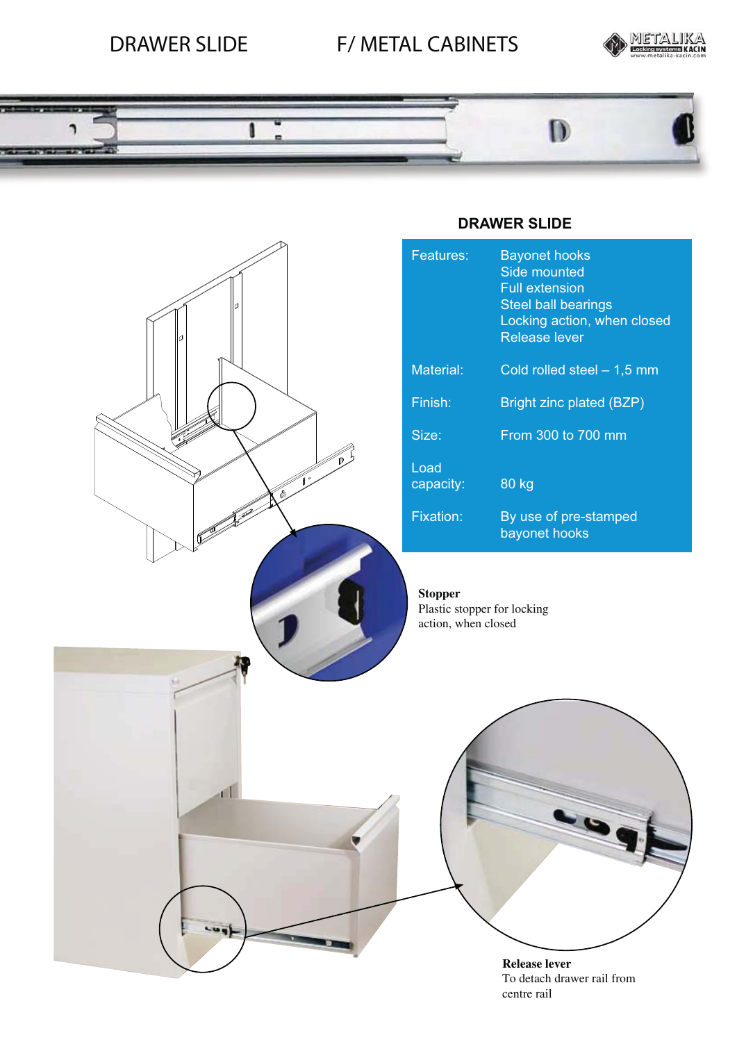DRAWER SLIDE F/ METAL CABINETS

## DRAWER SLIDE

| | |
|---|---|
| Features: | Bayonet hooks<br>Side mounted<br>Full extension<br>Steel ball bearings<br>Locking action, when closed<br>Release lever |
| Material: | Cold rolled steel – 1,5 mm |
| Finish: | Bright zinc plated (BZP) |
| Size: | From 300 to 700 mm |
| Load capacity: | 80 kg |
| Fixation: | By use of pre-stamped bayonet hooks |

**Stopper**
Plastic stopper for locking action, when closed

**Release lever**
To detach drawer rail from centre rail